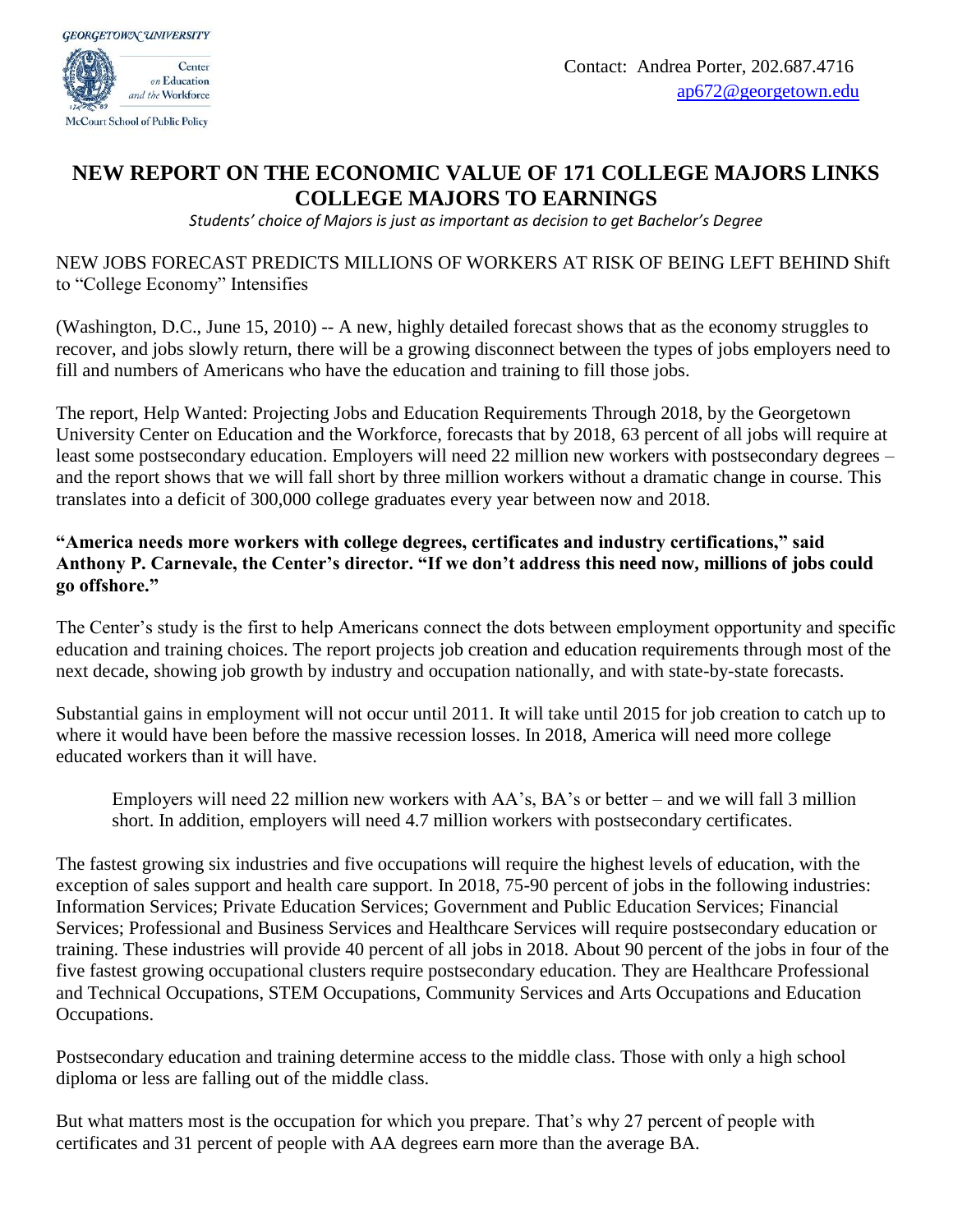GEORGETOWN UNIVERSITY

Center on Education and the Workforce

McCourt School of Public Policy

Contact: Andrea Porter, 202.687.4716
ap672@georgetown.edu

# NEW REPORT ON THE ECONOMIC VALUE OF 171 COLLEGE MAJORS LINKS COLLEGE MAJORS TO EARNINGS

*Students' choice of Majors is just as important as decision to get Bachelor's Degree*

NEW JOBS FORECAST PREDICTS MILLIONS OF WORKERS AT RISK OF BEING LEFT BEHIND Shift to "College Economy" Intensifies

(Washington, D.C., June 15, 2010) -- A new, highly detailed forecast shows that as the economy struggles to recover, and jobs slowly return, there will be a growing disconnect between the types of jobs employers need to fill and numbers of Americans who have the education and training to fill those jobs.

The report, Help Wanted: Projecting Jobs and Education Requirements Through 2018, by the Georgetown University Center on Education and the Workforce, forecasts that by 2018, 63 percent of all jobs will require at least some postsecondary education. Employers will need 22 million new workers with postsecondary degrees – and the report shows that we will fall short by three million workers without a dramatic change in course. This translates into a deficit of 300,000 college graduates every year between now and 2018.

**"America needs more workers with college degrees, certificates and industry certifications," said Anthony P. Carnevale, the Center's director. "If we don't address this need now, millions of jobs could go offshore."**

The Center's study is the first to help Americans connect the dots between employment opportunity and specific education and training choices. The report projects job creation and education requirements through most of the next decade, showing job growth by industry and occupation nationally, and with state-by-state forecasts.

Substantial gains in employment will not occur until 2011. It will take until 2015 for job creation to catch up to where it would have been before the massive recession losses. In 2018, America will need more college educated workers than it will have.

> Employers will need 22 million new workers with AA's, BA's or better – and we will fall 3 million short. In addition, employers will need 4.7 million workers with postsecondary certificates.

The fastest growing six industries and five occupations will require the highest levels of education, with the exception of sales support and health care support. In 2018, 75-90 percent of jobs in the following industries: Information Services; Private Education Services; Government and Public Education Services; Financial Services; Professional and Business Services and Healthcare Services will require postsecondary education or training. These industries will provide 40 percent of all jobs in 2018. About 90 percent of the jobs in four of the five fastest growing occupational clusters require postsecondary education. They are Healthcare Professional and Technical Occupations, STEM Occupations, Community Services and Arts Occupations and Education Occupations.

Postsecondary education and training determine access to the middle class. Those with only a high school diploma or less are falling out of the middle class.

But what matters most is the occupation for which you prepare. That's why 27 percent of people with certificates and 31 percent of people with AA degrees earn more than the average BA.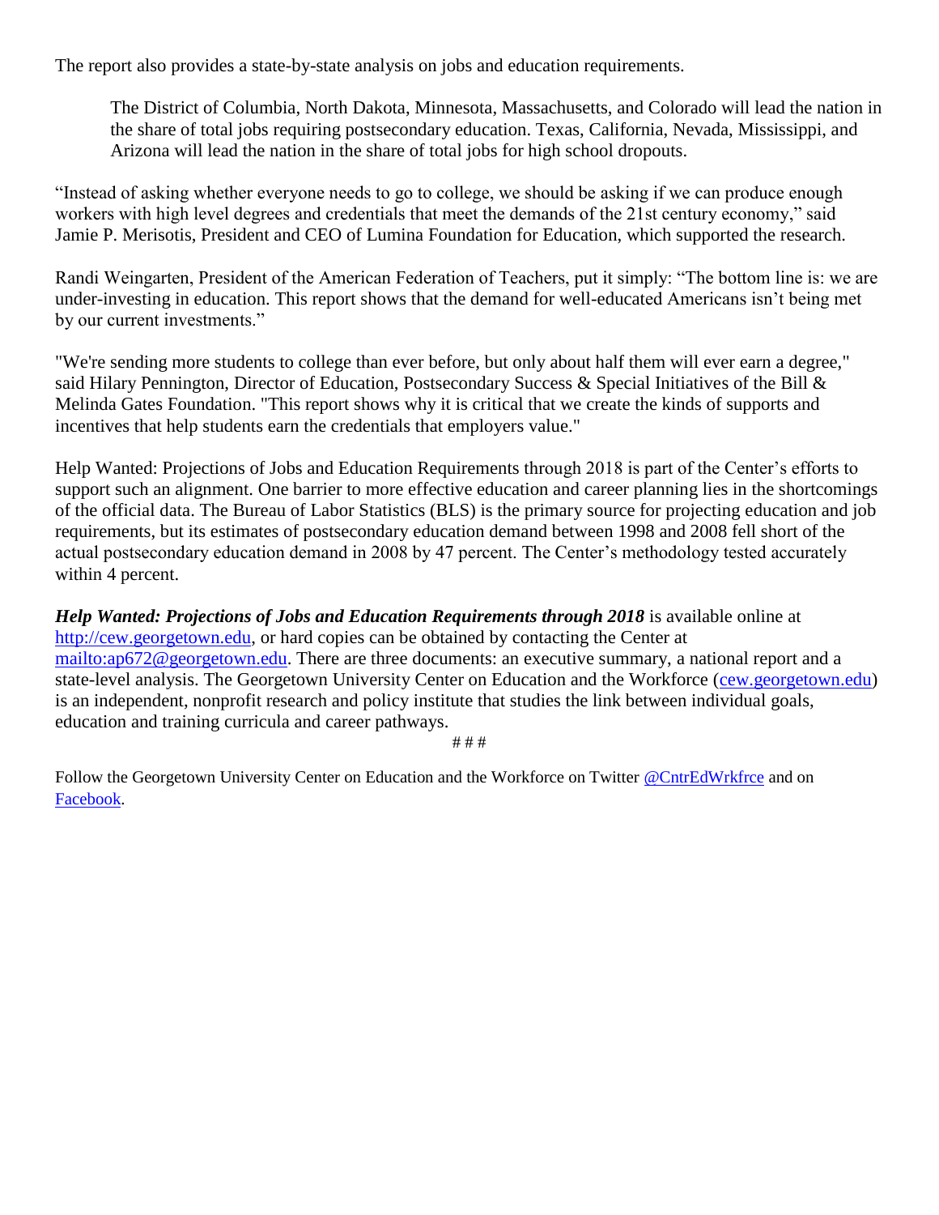The report also provides a state-by-state analysis on jobs and education requirements.

> The District of Columbia, North Dakota, Minnesota, Massachusetts, and Colorado will lead the nation in the share of total jobs requiring postsecondary education. Texas, California, Nevada, Mississippi, and Arizona will lead the nation in the share of total jobs for high school dropouts.

"Instead of asking whether everyone needs to go to college, we should be asking if we can produce enough workers with high level degrees and credentials that meet the demands of the 21st century economy," said Jamie P. Merisotis, President and CEO of Lumina Foundation for Education, which supported the research.

Randi Weingarten, President of the American Federation of Teachers, put it simply: "The bottom line is: we are under-investing in education. This report shows that the demand for well-educated Americans isn't being met by our current investments."

"We're sending more students to college than ever before, but only about half them will ever earn a degree," said Hilary Pennington, Director of Education, Postsecondary Success & Special Initiatives of the Bill & Melinda Gates Foundation. "This report shows why it is critical that we create the kinds of supports and incentives that help students earn the credentials that employers value."

Help Wanted: Projections of Jobs and Education Requirements through 2018 is part of the Center's efforts to support such an alignment. One barrier to more effective education and career planning lies in the shortcomings of the official data. The Bureau of Labor Statistics (BLS) is the primary source for projecting education and job requirements, but its estimates of postsecondary education demand between 1998 and 2008 fell short of the actual postsecondary education demand in 2008 by 47 percent. The Center's methodology tested accurately within 4 percent.

***Help Wanted: Projections of Jobs and Education Requirements through 2018*** is available online at [http://cew.georgetown.edu](http://cew.georgetown.edu), or hard copies can be obtained by contacting the Center at [mailto:ap672@georgetown.edu](mailto:ap672@georgetown.edu). There are three documents: an executive summary, a national report and a state-level analysis. The Georgetown University Center on Education and the Workforce ([cew.georgetown.edu](http://cew.georgetown.edu)) is an independent, nonprofit research and policy institute that studies the link between individual goals, education and training curricula and career pathways.

# # #

Follow the Georgetown University Center on Education and the Workforce on Twitter [@CntrEdWrkfrce](https://twitter.com/CntrEdWrkfrce) and on [Facebook](https://www.facebook.com/).